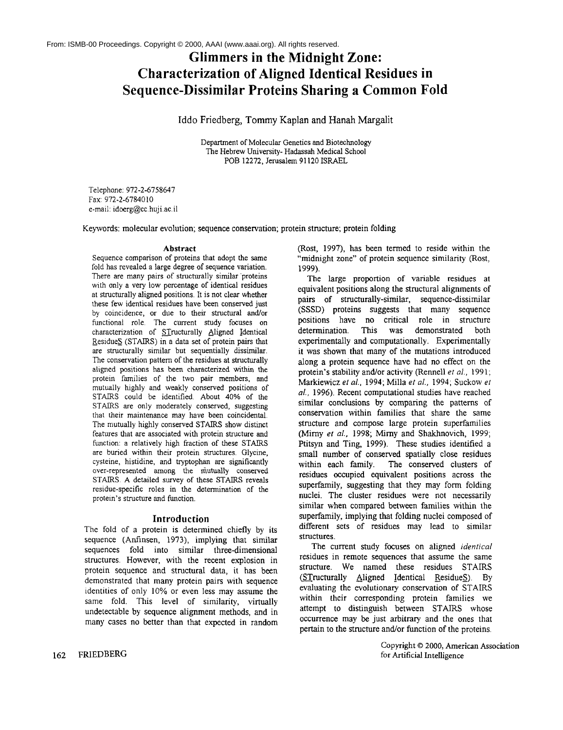From: ISMB-00 Proceedings. Copyright © 2000, AAAI (www.aaai.org). All rights reserved.

# Glimmers in the Midnight Zone: Characterization of Aligned Identical Residues in Sequence-Dissimilar Proteins Sharing a Common Fold

Iddo Friedberg, Tommy Kaplan and Hanah Margalit

Department of Molecular Genetics and Biotechnology
The Hebrew University- Hadassah Medical School
POB 12272, Jerusalem 91120 ISRAEL

Telephone: 972-2-6758647
Fax: 972-2-6784010
e-mail: idoerg@cc.huji.ac.il

Keywords: molecular evolution; sequence conservation; protein structure; protein folding

## Abstract

Sequence comparison of proteins that adopt the same fold has revealed a large degree of sequence variation. There are many pairs of structurally similar proteins with only a very low percentage of identical residues at structurally aligned positions. It is not clear whether these few identical residues have been conserved just by coincidence, or due to their structural and/or functional role. The current study focuses on characterization of STructurally Aligned Identical ResidueS (STAIRS) in a data set of protein pairs that are structurally similar but sequentially dissimilar. The conservation pattern of the residues at structurally aligned positions has been characterized within the protein families of the two pair members, and mutually highly and weakly conserved positions of STAIRS could be identified. About 40% of the STAIRS are only moderately conserved, suggesting that their maintenance may have been coincidental. The mutually highly conserved STAIRS show distinct features that are associated with protein structure and function: a relatively high fraction of these STAIRS are buried within their protein structures. Glycine, cysteine, histidine, and tryptophan are significantly over-represented among the mutually conserved STAIRS. A detailed survey of these STAIRS reveals residue-specific roles in the determination of the protein's structure and function.

## Introduction

The fold of a protein is determined chiefly by its sequence (Anfinsen, 1973), implying that similar sequences fold into similar three-dimensional structures. However, with the recent explosion in protein sequence and structural data, it has been demonstrated that many protein pairs with sequence identities of only 10% or even less may assume the same fold. This level of similarity, virtually undetectable by sequence alignment methods, and in many cases no better than that expected in random (Rost, 1997), has been termed to reside within the "midnight zone" of protein sequence similarity (Rost, 1999).

The large proportion of variable residues at equivalent positions along the structural alignments of pairs of structurally-similar, sequence-dissimilar (SSSD) proteins suggests that many sequence positions have no critical role in structure determination. This was demonstrated both experimentally and computationally. Experimentally it was shown that many of the mutations introduced along a protein sequence have had no effect on the protein's stability and/or activity (Rennell *et al.*, 1991; Markiewicz *et al.*, 1994; Milla *et al.*, 1994; Suckow *et al.*, 1996). Recent computational studies have reached similar conclusions by comparing the patterns of conservation within families that share the same structure and compose large protein superfamilies (Mirny *et al.*, 1998; Mirny and Shakhnovich, 1999; Ptitsyn and Ting, 1999). These studies identified a small number of conserved spatially close residues within each family. The conserved clusters of residues occupied equivalent positions across the superfamily, suggesting that they may form folding nuclei. The cluster residues were not necessarily similar when compared between families within the superfamily, implying that folding nuclei composed of different sets of residues may lead to similar structures.

The current study focuses on aligned *identical* residues in remote sequences that assume the same structure. We named these residues STAIRS (STructurally Aligned Identical ResidueS). By evaluating the evolutionary conservation of STAIRS within their corresponding protein families we attempt to distinguish between STAIRS whose occurrence may be just arbitrary and the ones that pertain to the structure and/or function of the proteins.

Copyright © 2000, American Association for Artificial Intelligence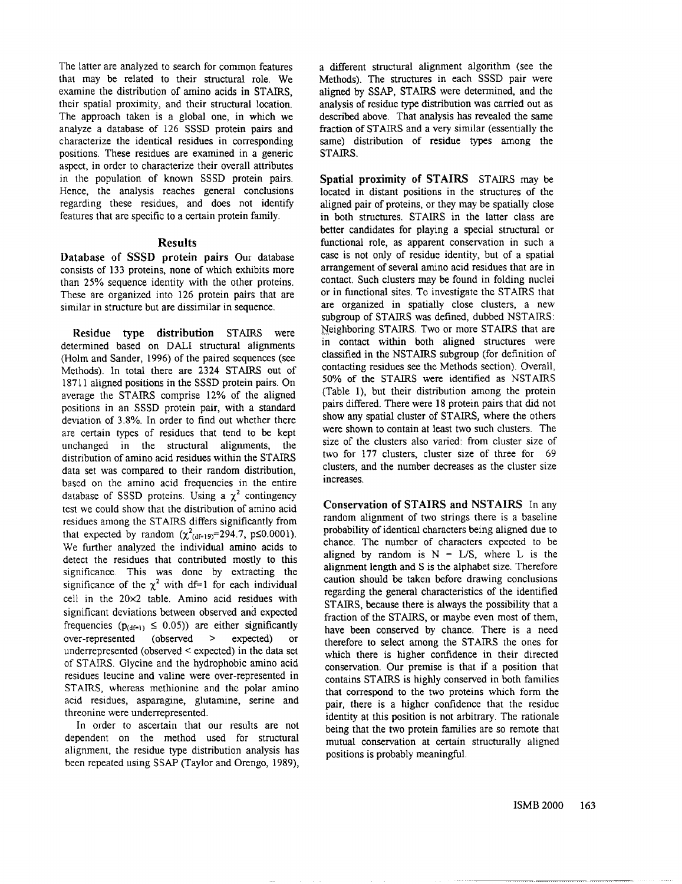The latter are analyzed to search for common features that may be related to their structural role. We examine the distribution of amino acids in STAIRS, their spatial proximity, and their structural location. The approach taken is a global one, in which we analyze a database of 126 SSSD protein pairs and characterize the identical residues in corresponding positions. These residues are examined in a generic aspect, in order to characterize their overall attributes in the population of known SSSD protein pairs. Hence, the analysis reaches general conclusions regarding these residues, and does not identify features that are specific to a certain protein family.

## Results

**Database of SSSD protein pairs** Our database consists of 133 proteins, none of which exhibits more than 25% sequence identity with the other proteins. These are organized into 126 protein pairs that are similar in structure but are dissimilar in sequence.

**Residue type distribution** STAIRS were determined based on DALI structural alignments (Holm and Sander, 1996) of the paired sequences (see Methods). In total there are 2324 STAIRS out of 18711 aligned positions in the SSSD protein pairs. On average the STAIRS comprise 12% of the aligned positions in an SSSD protein pair, with a standard deviation of 3.8%. In order to find out whether there are certain types of residues that tend to be kept unchanged in the structural alignments, the distribution of amino acid residues within the STAIRS data set was compared to their random distribution, based on the amino acid frequencies in the entire database of SSSD proteins. Using a $\chi^2$ contingency test we could show that the distribution of amino acid residues among the STAIRS differs significantly from that expected by random ($\chi^2_{(df=19)}$=294.7, p≤0.0001). We further analyzed the individual amino acids to detect the residues that contributed mostly to this significance. This was done by extracting the significance of the $\chi^2$ with df=1 for each individual cell in the 20×2 table. Amino acid residues with significant deviations between observed and expected frequencies ($p_{(df=1)} \leq 0.05$)) are either significantly over-represented (observed > expected) or underrepresented (observed < expected) in the data set of STAIRS. Glycine and the hydrophobic amino acid residues leucine and valine were over-represented in STAIRS, whereas methionine and the polar amino acid residues, asparagine, glutamine, serine and threonine were underrepresented.

In order to ascertain that our results are not dependent on the method used for structural alignment, the residue type distribution analysis has been repeated using SSAP (Taylor and Orengo, 1989), a different structural alignment algorithm (see the Methods). The structures in each SSSD pair were aligned by SSAP, STAIRS were determined, and the analysis of residue type distribution was carried out as described above. That analysis has revealed the same fraction of STAIRS and a very similar (essentially the same) distribution of residue types among the STAIRS.

**Spatial proximity of STAIRS** STAIRS may be located in distant positions in the structures of the aligned pair of proteins, or they may be spatially close in both structures. STAIRS in the latter class are better candidates for playing a special structural or functional role, as apparent conservation in such a case is not only of residue identity, but of a spatial arrangement of several amino acid residues that are in contact. Such clusters may be found in folding nuclei or in functional sites. To investigate the STAIRS that are organized in spatially close clusters, a new subgroup of STAIRS was defined, dubbed NSTAIRS: Neighboring STAIRS. Two or more STAIRS that are in contact within both aligned structures were classified in the NSTAIRS subgroup (for definition of contacting residues see the Methods section). Overall, 50% of the STAIRS were identified as NSTAIRS (Table 1), but their distribution among the protein pairs differed. There were 18 protein pairs that did not show any spatial cluster of STAIRS, where the others were shown to contain at least two such clusters. The size of the clusters also varied: from cluster size of two for 177 clusters, cluster size of three for 69 clusters, and the number decreases as the cluster size increases.

**Conservation of STAIRS and NSTAIRS** In any random alignment of two strings there is a baseline probability of identical characters being aligned due to chance. The number of characters expected to be aligned by random is N = L/S, where L is the alignment length and S is the alphabet size. Therefore caution should be taken before drawing conclusions regarding the general characteristics of the identified STAIRS, because there is always the possibility that a fraction of the STAIRS, or maybe even most of them, have been conserved by chance. There is a need therefore to select among the STAIRS the ones for which there is higher confidence in their directed conservation. Our premise is that if a position that contains STAIRS is highly conserved in both families that correspond to the two proteins which form the pair, there is a higher confidence that the residue identity at this position is not arbitrary. The rationale being that the two protein families are so remote that mutual conservation at certain structurally aligned positions is probably meaningful.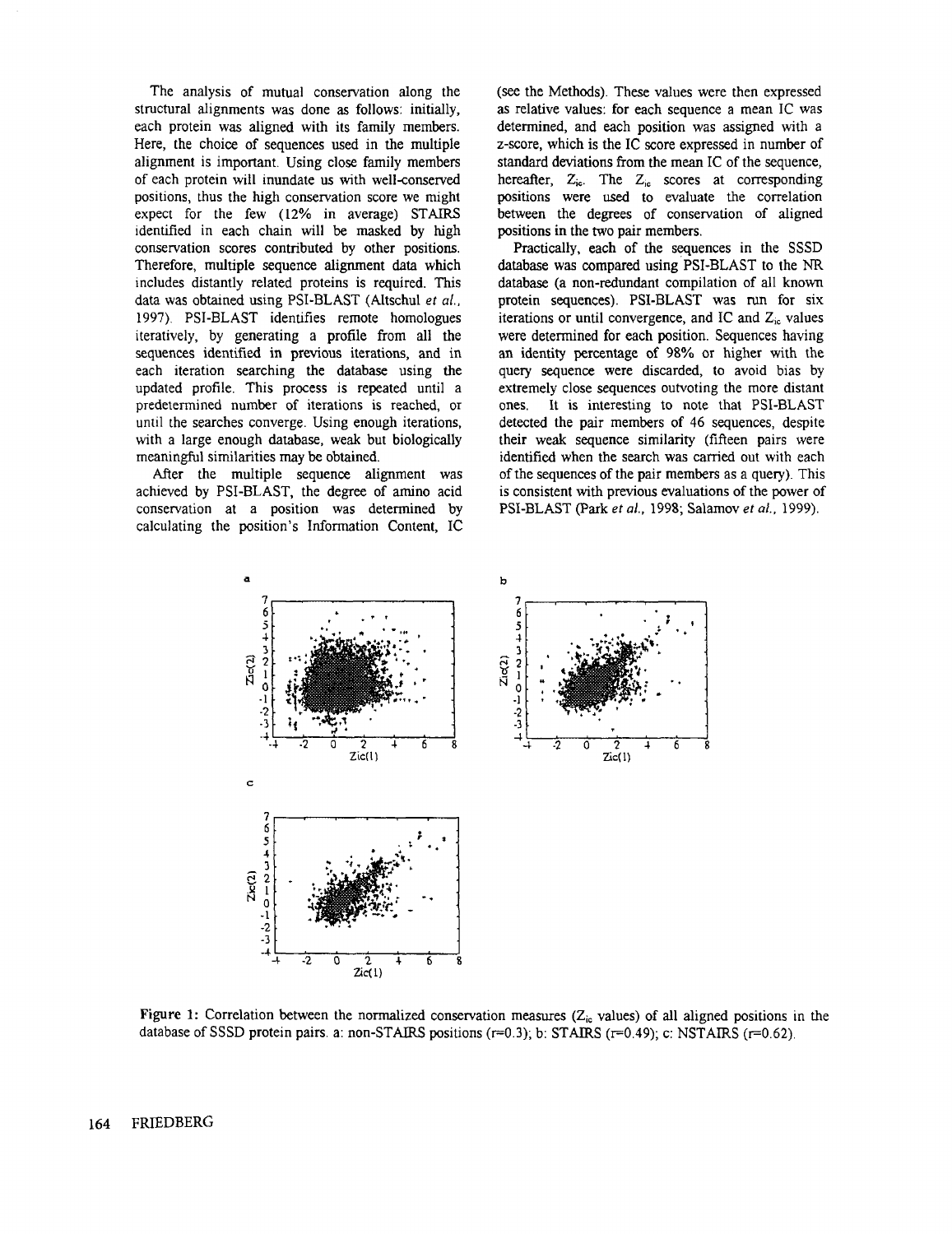The analysis of mutual conservation along the structural alignments was done as follows: initially, each protein was aligned with its family members. Here, the choice of sequences used in the multiple alignment is important. Using close family members of each protein will inundate us with well-conserved positions, thus the high conservation score we might expect for the few (12% in average) STAIRS identified in each chain will be masked by high conservation scores contributed by other positions. Therefore, multiple sequence alignment data which includes distantly related proteins is required. This data was obtained using PSI-BLAST (Altschul *et al.*, 1997). PSI-BLAST identifies remote homologues iteratively, by generating a profile from all the sequences identified in previous iterations, and in each iteration searching the database using the updated profile. This process is repeated until a predetermined number of iterations is reached, or until the searches converge. Using enough iterations, with a large enough database, weak but biologically meaningful similarities may be obtained.

After the multiple sequence alignment was achieved by PSI-BLAST, the degree of amino acid conservation at a position was determined by calculating the position's Information Content, IC (see the Methods). These values were then expressed as relative values: for each sequence a mean IC was determined, and each position was assigned with a z-score, which is the IC score expressed in number of standard deviations from the mean IC of the sequence, hereafter, $Z_{ic}$. The $Z_{ic}$ scores at corresponding positions were used to evaluate the correlation between the degrees of conservation of aligned positions in the two pair members.

Practically, each of the sequences in the SSSD database was compared using PSI-BLAST to the NR database (a non-redundant compilation of all known protein sequences). PSI-BLAST was run for six iterations or until convergence, and IC and $Z_{ic}$ values were determined for each position. Sequences having an identity percentage of 98% or higher with the query sequence were discarded, to avoid bias by extremely close sequences outvoting the more distant ones. It is interesting to note that PSI-BLAST detected the pair members of 46 sequences, despite their weak sequence similarity (fifteen pairs were identified when the search was carried out with each of the sequences of the pair members as a query). This is consistent with previous evaluations of the power of PSI-BLAST (Park *et al.*, 1998; Salamov *et al.*, 1999).

**Figure 1:** Correlation between the normalized conservation measures ($Z_{ic}$ values) of all aligned positions in the database of SSSD protein pairs. a: non-STAIRS positions (r=0.3); b: STAIRS (r=0.49); c: NSTAIRS (r=0.62).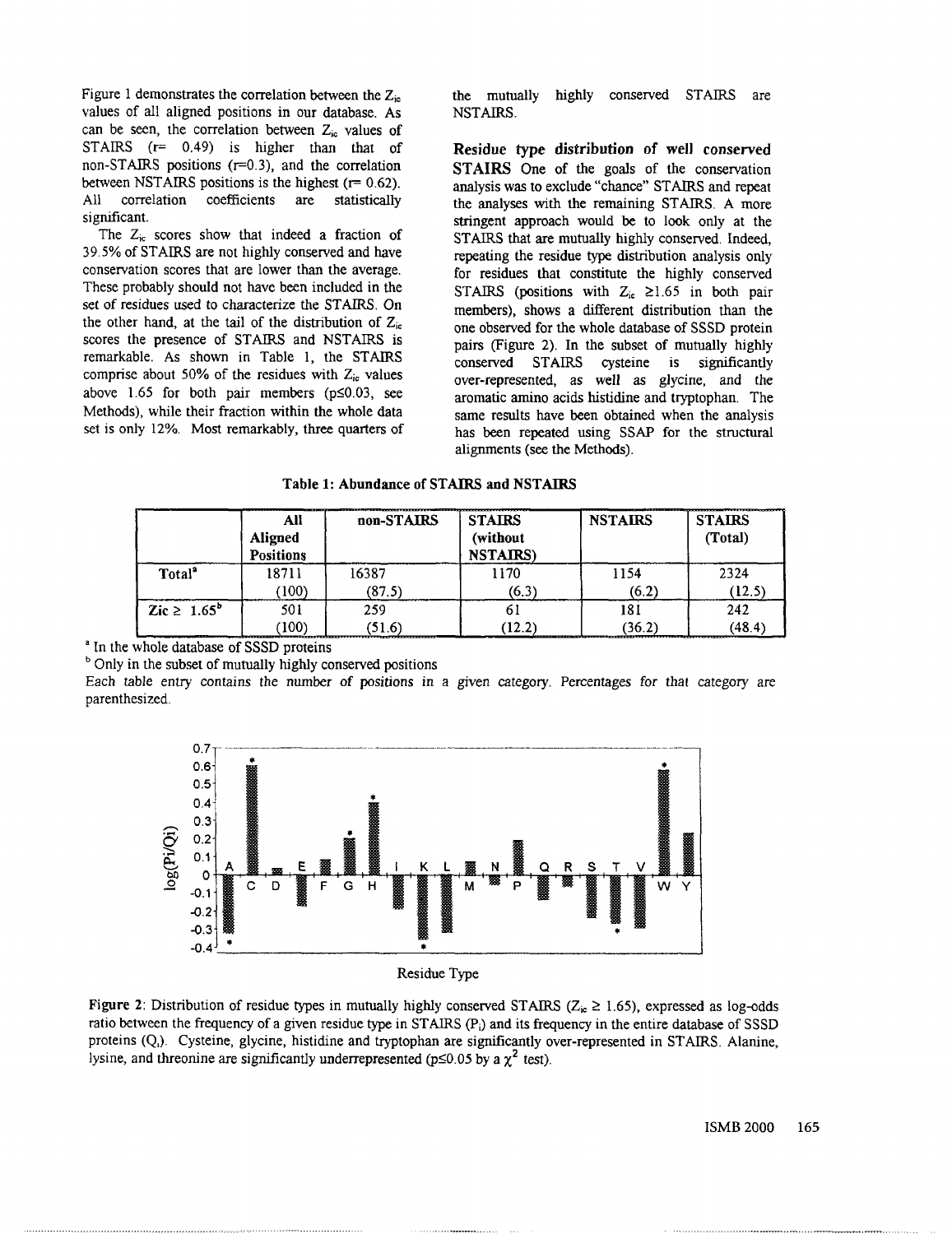Figure 1 demonstrates the correlation between the $Z_{ic}$ values of all aligned positions in our database. As can be seen, the correlation between $Z_{ic}$ values of STAIRS (r= 0.49) is higher than that of non-STAIRS positions (r=0.3), and the correlation between NSTAIRS positions is the highest (r= 0.62). All correlation coefficients are statistically significant.

The $Z_{ic}$ scores show that indeed a fraction of 39.5% of STAIRS are not highly conserved and have conservation scores that are lower than the average. These probably should not have been included in the set of residues used to characterize the STAIRS. On the other hand, at the tail of the distribution of $Z_{ic}$ scores the presence of STAIRS and NSTAIRS is remarkable. As shown in Table 1, the STAIRS comprise about 50% of the residues with $Z_{ic}$ values above 1.65 for both pair members ($p \leq 0.03$, see Methods), while their fraction within the whole data set is only 12%. Most remarkably, three quarters of the mutually highly conserved STAIRS are NSTAIRS.

**Residue type distribution of well conserved STAIRS** One of the goals of the conservation analysis was to exclude "chance" STAIRS and repeat the analyses with the remaining STAIRS. A more stringent approach would be to look only at the STAIRS that are mutually highly conserved. Indeed, repeating the residue type distribution analysis only for residues that constitute the highly conserved STAIRS (positions with $Z_{ic} \geq 1.65$ in both pair members), shows a different distribution than the one observed for the whole database of SSSD protein pairs (Figure 2). In the subset of mutually highly conserved STAIRS cysteine is significantly over-represented, as well as glycine, and the aromatic amino acids histidine and tryptophan. The same results have been obtained when the analysis has been repeated using SSAP for the structural alignments (see the Methods).

**Table 1: Abundance of STAIRS and NSTAIRS**

| | All Aligned Positions | non-STAIRS | STAIRS (without NSTAIRS) | NSTAIRS | STAIRS (Total) |
|---|---|---|---|---|---|
| Total[a] | 18711 (100) | 16387 (87.5) | 1170 (6.3) | 1154 (6.2) | 2324 (12.5) |
| Zic ≥ 1.65[b] | 501 (100) | 259 (51.6) | 61 (12.2) | 181 (36.2) | 242 (48.4) |

[a] In the whole database of SSSD proteins

[b] Only in the subset of mutually highly conserved positions

Each table entry contains the number of positions in a given category. Percentages for that category are parenthesized.

Figure 2: Distribution of residue types in mutually highly conserved STAIRS ($Z_{ic} \geq 1.65$), expressed as log-odds ratio between the frequency of a given residue type in STAIRS ($P_i$) and its frequency in the entire database of SSSD proteins ($Q_i$). Cysteine, glycine, histidine and tryptophan are significantly over-represented in STAIRS. Alanine, lysine, and threonine are significantly underrepresented ($p \leq 0.05$ by a $\chi^2$ test).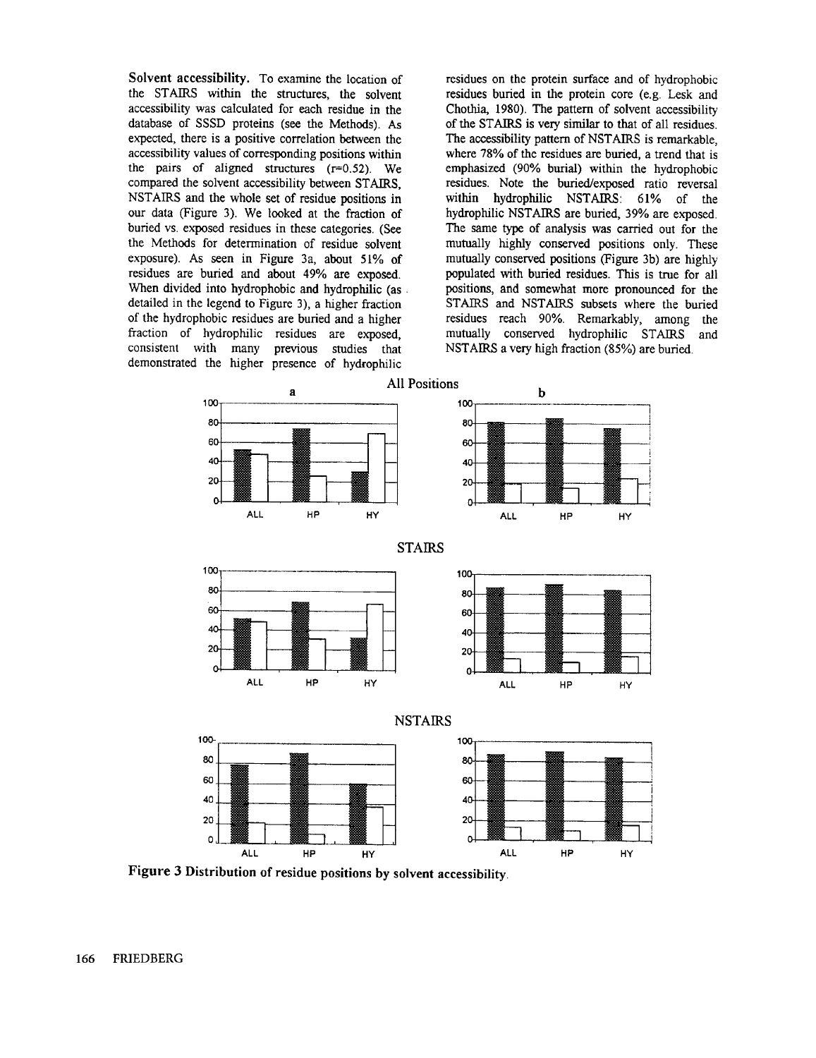**Solvent accessibility.** To examine the location of the STAIRS within the structures, the solvent accessibility was calculated for each residue in the database of SSSD proteins (see the Methods). As expected, there is a positive correlation between the accessibility values of corresponding positions within the pairs of aligned structures (r=0.52). We compared the solvent accessibility between STAIRS, NSTAIRS and the whole set of residue positions in our data (Figure 3). We looked at the fraction of buried vs. exposed residues in these categories. (See the Methods for determination of residue solvent exposure). As seen in Figure 3a, about 51% of residues are buried and about 49% are exposed. When divided into hydrophobic and hydrophilic (as detailed in the legend to Figure 3), a higher fraction of the hydrophobic residues are buried and a higher fraction of hydrophilic residues are exposed, consistent with many previous studies that demonstrated the higher presence of hydrophilic residues on the protein surface and of hydrophobic residues buried in the protein core (e.g. Lesk and Chothia, 1980). The pattern of solvent accessibility of the STAIRS is very similar to that of all residues. The accessibility pattern of NSTAIRS is remarkable, where 78% of the residues are buried, a trend that is emphasized (90% burial) within the hydrophobic residues. Note the buried/exposed ratio reversal within hydrophilic NSTAIRS: 61% of the hydrophilic NSTAIRS are buried, 39% are exposed. The same type of analysis was carried out for the mutually highly conserved positions only. These mutually conserved positions (Figure 3b) are highly populated with buried residues. This is true for all positions, and somewhat more pronounced for the STAIRS and NSTAIRS subsets where the buried residues reach 90%. Remarkably, among the mutually conserved hydrophilic STAIRS and NSTAIRS a very high fraction (85%) are buried.

**Figure 3 Distribution of residue positions by solvent accessibility.**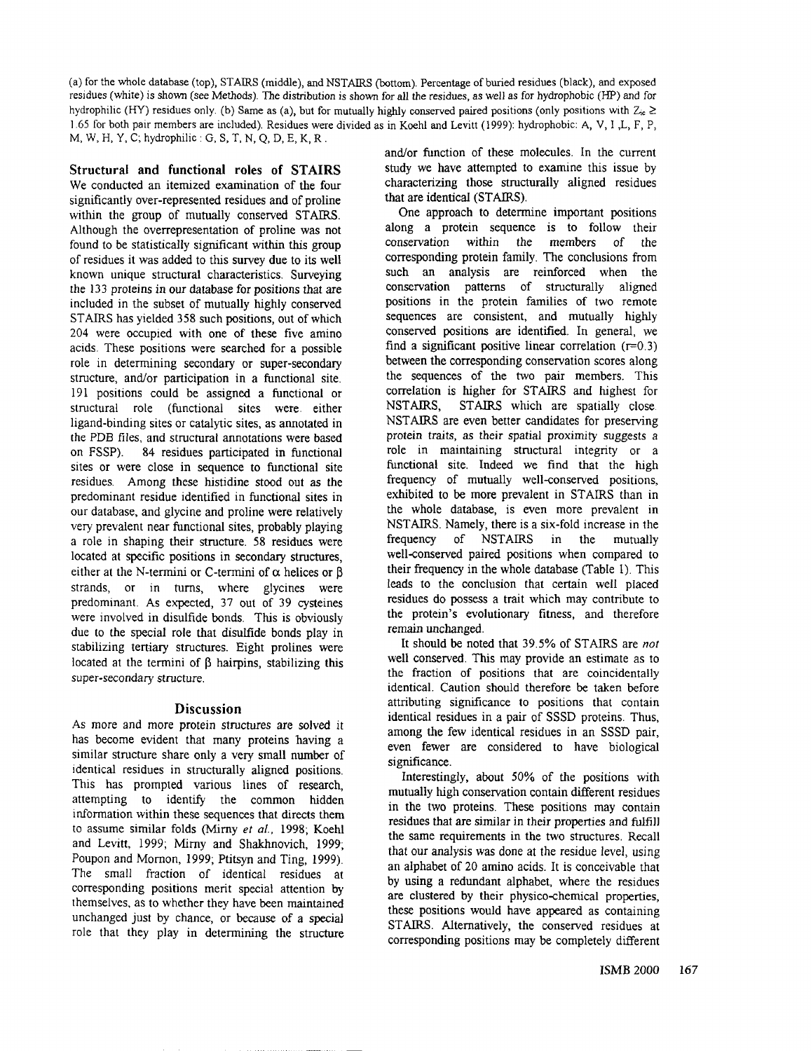(a) for the whole database (top), STAIRS (middle), and NSTAIRS (bottom). Percentage of buried residues (black), and exposed residues (white) is shown (see Methods). The distribution is shown for all the residues, as well as for hydrophobic (HP) and for hydrophilic (HY) residues only. (b) Same as (a), but for mutually highly conserved paired positions (only positions with $Z_{sc} \geq 1.65$ for both pair members are included). Residues were divided as in Koehl and Levitt (1999): hydrophobic: A, V, I ,L, F, P, M, W, H, Y, C; hydrophilic : G, S, T, N, Q, D, E, K, R .

### Structural and functional roles of STAIRS

We conducted an itemized examination of the four significantly over-represented residues and of proline within the group of mutually conserved STAIRS. Although the overrepresentation of proline was not found to be statistically significant within this group of residues it was added to this survey due to its well known unique structural characteristics. Surveying the 133 proteins in our database for positions that are included in the subset of mutually highly conserved STAIRS has yielded 358 such positions, out of which 204 were occupied with one of these five amino acids. These positions were searched for a possible role in determining secondary or super-secondary structure, and/or participation in a functional site. 191 positions could be assigned a functional or structural role (functional sites were either ligand-binding sites or catalytic sites, as annotated in the PDB files, and structural annotations were based on FSSP). 84 residues participated in functional sites or were close in sequence to functional site residues. Among these histidine stood out as the predominant residue identified in functional sites in our database, and glycine and proline were relatively very prevalent near functional sites, probably playing a role in shaping their structure. 58 residues were located at specific positions in secondary structures, either at the N-termini or C-termini of $\alpha$ helices or $\beta$ strands, or in turns, where glycines were predominant. As expected, 37 out of 39 cysteines were involved in disulfide bonds. This is obviously due to the special role that disulfide bonds play in stabilizing tertiary structures. Eight prolines were located at the termini of $\beta$ hairpins, stabilizing this super-secondary structure.

## Discussion

As more and more protein structures are solved it has become evident that many proteins having a similar structure share only a very small number of identical residues in structurally aligned positions. This has prompted various lines of research, attempting to identify the common hidden information within these sequences that directs them to assume similar folds (Mirny *et al.*, 1998; Koehl and Levitt, 1999; Mirny and Shakhnovich, 1999; Poupon and Mornon, 1999; Ptitsyn and Ting, 1999). The small fraction of identical residues at corresponding positions merit special attention by themselves, as to whether they have been maintained unchanged just by chance, or because of a special role that they play in determining the structure and/or function of these molecules. In the current study we have attempted to examine this issue by characterizing those structurally aligned residues that are identical (STAIRS).

One approach to determine important positions along a protein sequence is to follow their conservation within the members of the corresponding protein family. The conclusions from such an analysis are reinforced when the conservation patterns of structurally aligned positions in the protein families of two remote sequences are consistent, and mutually highly conserved positions are identified. In general, we find a significant positive linear correlation ($r$=0.3) between the corresponding conservation scores along the sequences of the two pair members. This correlation is higher for STAIRS and highest for NSTAIRS, STAIRS which are spatially close. NSTAIRS are even better candidates for preserving protein traits, as their spatial proximity suggests a role in maintaining structural integrity or a functional site. Indeed we find that the high frequency of mutually well-conserved positions, exhibited to be more prevalent in STAIRS than in the whole database, is even more prevalent in NSTAIRS. Namely, there is a six-fold increase in the frequency of NSTAIRS in the mutually well-conserved paired positions when compared to their frequency in the whole database (Table 1). This leads to the conclusion that certain well placed residues do possess a trait which may contribute to the protein's evolutionary fitness, and therefore remain unchanged.

It should be noted that 39.5% of STAIRS are *not* well conserved. This may provide an estimate as to the fraction of positions that are coincidentally identical. Caution should therefore be taken before attributing significance to positions that contain identical residues in a pair of SSSD proteins. Thus, among the few identical residues in an SSSD pair, even fewer are considered to have biological significance.

Interestingly, about 50% of the positions with mutually high conservation contain different residues in the two proteins. These positions may contain residues that are similar in their properties and fulfill the same requirements in the two structures. Recall that our analysis was done at the residue level, using an alphabet of 20 amino acids. It is conceivable that by using a redundant alphabet, where the residues are clustered by their physico-chemical properties, these positions would have appeared as containing STAIRS. Alternatively, the conserved residues at corresponding positions may be completely different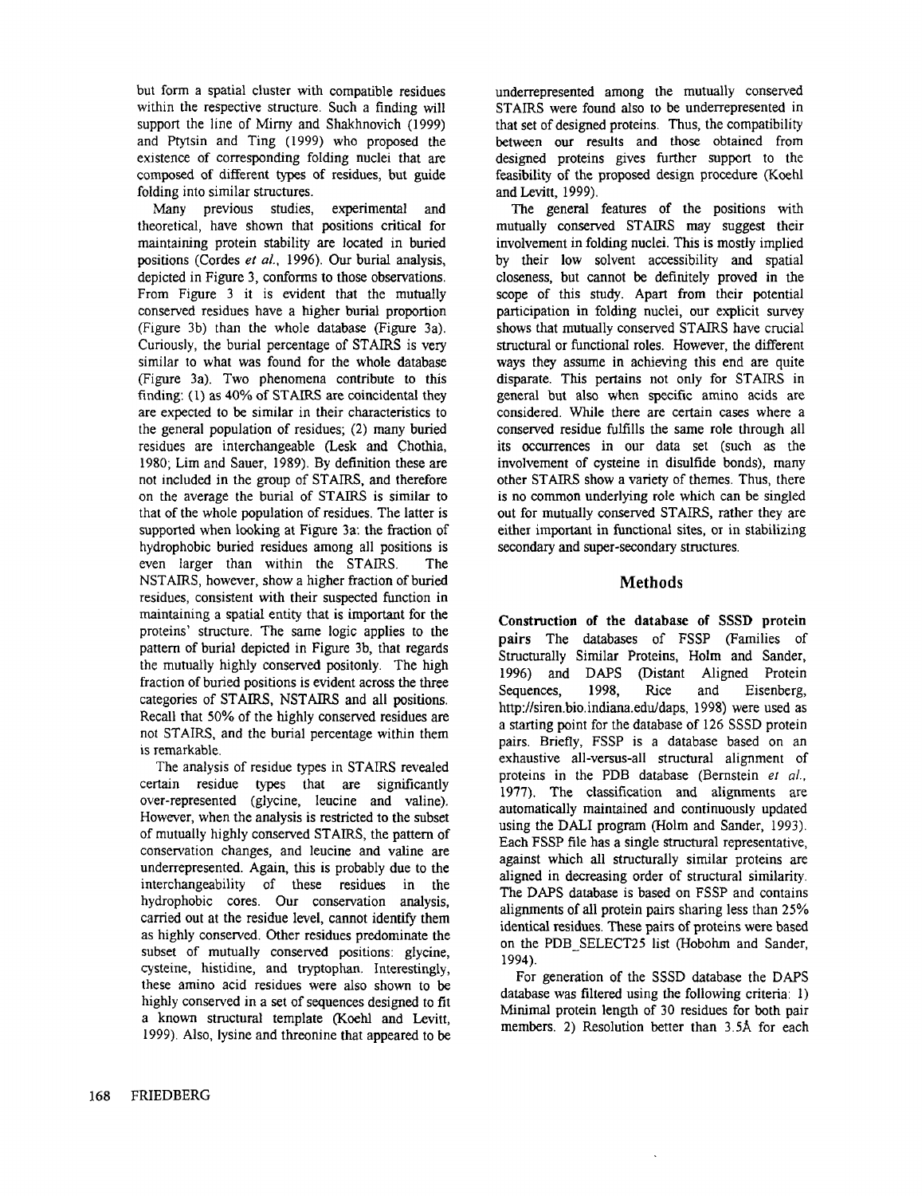but form a spatial cluster with compatible residues within the respective structure. Such a finding will support the line of Mirny and Shakhnovich (1999) and Ptytsin and Ting (1999) who proposed the existence of corresponding folding nuclei that are composed of different types of residues, but guide folding into similar structures.

Many previous studies, experimental and theoretical, have shown that positions critical for maintaining protein stability are located in buried positions (Cordes *et al.*, 1996). Our burial analysis, depicted in Figure 3, conforms to those observations. From Figure 3 it is evident that the mutually conserved residues have a higher burial proportion (Figure 3b) than the whole database (Figure 3a). Curiously, the burial percentage of STAIRS is very similar to what was found for the whole database (Figure 3a). Two phenomena contribute to this finding: (1) as 40% of STAIRS are coincidental they are expected to be similar in their characteristics to the general population of residues; (2) many buried residues are interchangeable (Lesk and Chothia, 1980; Lim and Sauer, 1989). By definition these are not included in the group of STAIRS, and therefore on the average the burial of STAIRS is similar to that of the whole population of residues. The latter is supported when looking at Figure 3a: the fraction of hydrophobic buried residues among all positions is even larger than within the STAIRS. The NSTAIRS, however, show a higher fraction of buried residues, consistent with their suspected function in maintaining a spatial entity that is important for the proteins' structure. The same logic applies to the pattern of burial depicted in Figure 3b, that regards the mutually highly conserved positonly. The high fraction of buried positions is evident across the three categories of STAIRS, NSTAIRS and all positions. Recall that 50% of the highly conserved residues are not STAIRS, and the burial percentage within them is remarkable.

The analysis of residue types in STAIRS revealed certain residue types that are significantly over-represented (glycine, leucine and valine). However, when the analysis is restricted to the subset of mutually highly conserved STAIRS, the pattern of conservation changes, and leucine and valine are underrepresented. Again, this is probably due to the interchangeability of these residues in the hydrophobic cores. Our conservation analysis, carried out at the residue level, cannot identify them as highly conserved. Other residues predominate the subset of mutually conserved positions: glycine, cysteine, histidine, and tryptophan. Interestingly, these amino acid residues were also shown to be highly conserved in a set of sequences designed to fit a known structural template (Koehl and Levitt, 1999). Also, lysine and threonine that appeared to be underrepresented among the mutually conserved STAIRS were found also to be underrepresented in that set of designed proteins. Thus, the compatibility between our results and those obtained from designed proteins gives further support to the feasibility of the proposed design procedure (Koehl and Levitt, 1999).

The general features of the positions with mutually conserved STAIRS may suggest their involvement in folding nuclei. This is mostly implied by their low solvent accessibility and spatial closeness, but cannot be definitely proved in the scope of this study. Apart from their potential participation in folding nuclei, our explicit survey shows that mutually conserved STAIRS have crucial structural or functional roles. However, the different ways they assume in achieving this end are quite disparate. This pertains not only for STAIRS in general but also when specific amino acids are considered. While there are certain cases where a conserved residue fulfills the same role through all its occurrences in our data set (such as the involvement of cysteine in disulfide bonds), many other STAIRS show a variety of themes. Thus, there is no common underlying role which can be singled out for mutually conserved STAIRS, rather they are either important in functional sites, or in stabilizing secondary and super-secondary structures.

## Methods

**Construction of the database of SSSD protein pairs** The databases of FSSP (Families of Structurally Similar Proteins, Holm and Sander, 1996) and DAPS (Distant Aligned Protein Sequences, 1998, Rice and Eisenberg, http://siren.bio.indiana.edu/daps, 1998) were used as a starting point for the database of 126 SSSD protein pairs. Briefly, FSSP is a database based on an exhaustive all-versus-all structural alignment of proteins in the PDB database (Bernstein *et al.*, 1977). The classification and alignments are automatically maintained and continuously updated using the DALI program (Holm and Sander, 1993). Each FSSP file has a single structural representative, against which all structurally similar proteins are aligned in decreasing order of structural similarity. The DAPS database is based on FSSP and contains alignments of all protein pairs sharing less than 25% identical residues. These pairs of proteins were based on the PDB_SELECT25 list (Hobohm and Sander, 1994).

For generation of the SSSD database the DAPS database was filtered using the following criteria: 1) Minimal protein length of 30 residues for both pair members. 2) Resolution better than 3.5Å for each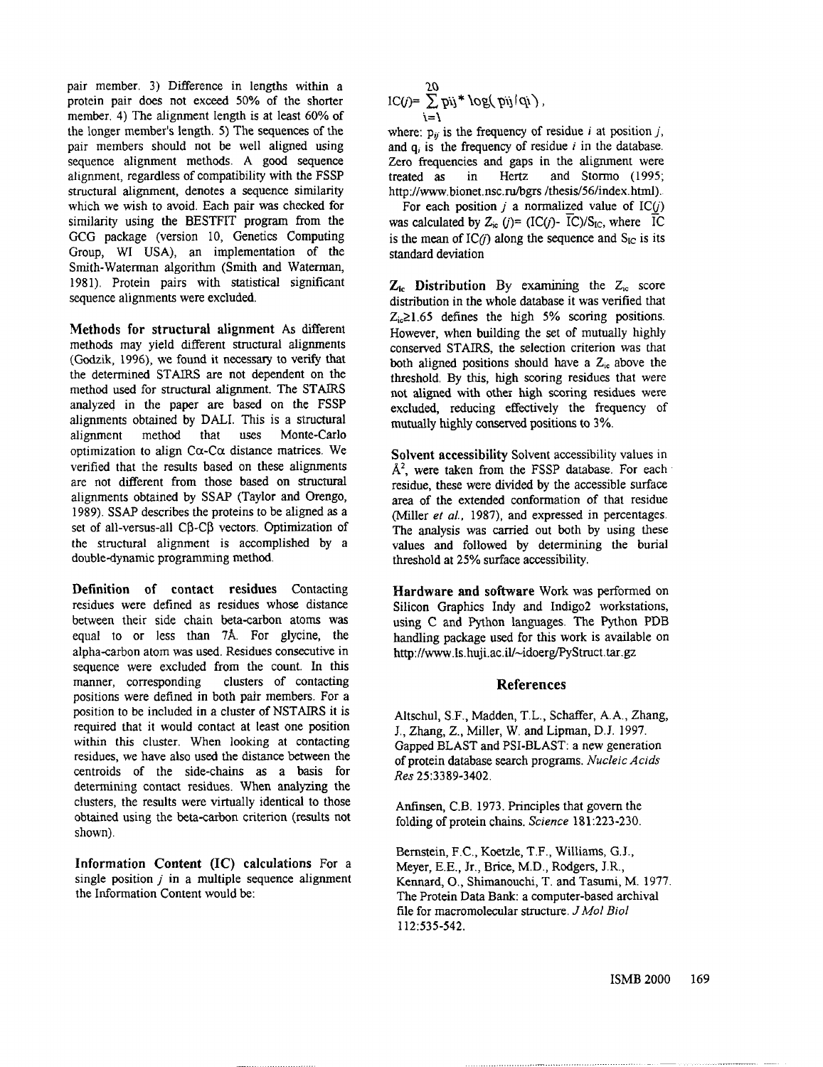pair member. 3) Difference in lengths within a protein pair does not exceed 50% of the shorter member. 4) The alignment length is at least 60% of the longer member's length. 5) The sequences of the pair members should not be well aligned using sequence alignment methods. A good sequence alignment, regardless of compatibility with the FSSP structural alignment, denotes a sequence similarity which we wish to avoid. Each pair was checked for similarity using the BESTFIT program from the GCG package (version 10, Genetics Computing Group, WI USA), an implementation of the Smith-Waterman algorithm (Smith and Waterman, 1981). Protein pairs with statistical significant sequence alignments were excluded.

**Methods for structural alignment** As different methods may yield different structural alignments (Godzik, 1996), we found it necessary to verify that the determined STAIRS are not dependent on the method used for structural alignment. The STAIRS analyzed in the paper are based on the FSSP alignments obtained by DALI. This is a structural alignment method that uses Monte-Carlo optimization to align Cα-Cα distance matrices. We verified that the results based on these alignments are not different from those based on structural alignments obtained by SSAP (Taylor and Orengo, 1989). SSAP describes the proteins to be aligned as a set of all-versus-all Cβ-Cβ vectors. Optimization of the structural alignment is accomplished by a double-dynamic programming method.

**Definition of contact residues** Contacting residues were defined as residues whose distance between their side chain beta-carbon atoms was equal to or less than 7Å. For glycine, the alpha-carbon atom was used. Residues consecutive in sequence were excluded from the count. In this manner, corresponding clusters of contacting positions were defined in both pair members. For a position to be included in a cluster of NSTAIRS it is required that it would contact at least one position within this cluster. When looking at contacting residues, we have also used the distance between the centroids of the side-chains as a basis for determining contact residues. When analyzing the clusters, the results were virtually identical to those obtained using the beta-carbon criterion (results not shown).

**Information Content (IC) calculations** For a single position $j$ in a multiple sequence alignment the Information Content would be:

$$IC(j) = \sum_{i=1}^{20} p_{ij} * \log(p_{ij}/q_i),$$

where: $p_{ij}$ is the frequency of residue $i$ at position $j$, and $q_i$ is the frequency of residue $i$ in the database. Zero frequencies and gaps in the alignment were treated as in Hertz and Stormo (1995; http://www.bionet.nsc.ru/bgrs /thesis/56/index.html).

For each position $j$ a normalized value of $IC(j)$ was calculated by $Z_{ic}(j) = (IC(j) - \overline{IC})/S_{IC}$, where $\overline{IC}$ is the mean of $IC(j)$ along the sequence and $S_{IC}$ is its standard deviation

**$Z_{ic}$ Distribution** By examining the $Z_{ic}$ score distribution in the whole database it was verified that $Z_{ic} \geq 1.65$ defines the high 5% scoring positions. However, when building the set of mutually highly conserved STAIRS, the selection criterion was that both aligned positions should have a $Z_{ic}$ above the threshold. By this, high scoring residues that were not aligned with other high scoring residues were excluded, reducing effectively the frequency of mutually highly conserved positions to 3%.

**Solvent accessibility** Solvent accessibility values in $Å^2$, were taken from the FSSP database. For each residue, these were divided by the accessible surface area of the extended conformation of that residue (Miller *et al.*, 1987), and expressed in percentages. The analysis was carried out both by using these values and followed by determining the burial threshold at 25% surface accessibility.

**Hardware and software** Work was performed on Silicon Graphics Indy and Indigo2 workstations, using C and Python languages. The Python PDB handling package used for this work is available on http://www.ls.huji.ac.il/~idoerg/PyStruct.tar.gz

## References

Altschul, S.F., Madden, T.L., Schaffer, A.A., Zhang, J., Zhang, Z., Miller, W. and Lipman, D.J. 1997. Gapped BLAST and PSI-BLAST: a new generation of protein database search programs. *Nucleic Acids Res* 25:3389-3402.

Anfinsen, C.B. 1973. Principles that govern the folding of protein chains. *Science* 181:223-230.

Bernstein, F.C., Koetzle, T.F., Williams, G.J., Meyer, E.E., Jr., Brice, M.D., Rodgers, J.R., Kennard, O., Shimanouchi, T. and Tasumi, M. 1977. The Protein Data Bank: a computer-based archival file for macromolecular structure. *J Mol Biol* 112:535-542.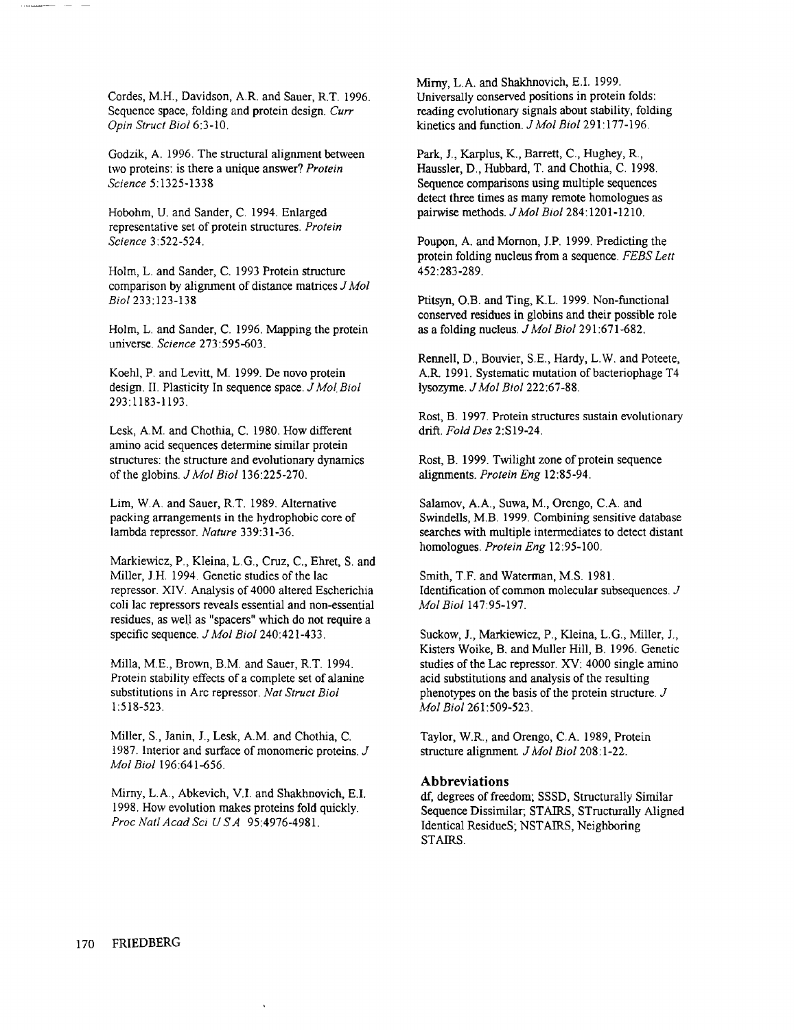Cordes, M.H., Davidson, A.R. and Sauer, R.T. 1996. Sequence space, folding and protein design. *Curr Opin Struct Biol* 6:3-10.

Godzik, A. 1996. The structural alignment between two proteins: is there a unique answer? *Protein Science* 5:1325-1338

Hobohm, U. and Sander, C. 1994. Enlarged representative set of protein structures. *Protein Science* 3:522-524.

Holm, L. and Sander, C. 1993 Protein structure comparison by alignment of distance matrices *J Mol Biol* 233:123-138

Holm, L. and Sander, C. 1996. Mapping the protein universe. *Science* 273:595-603.

Koehl, P. and Levitt, M. 1999. De novo protein design. II. Plasticity In sequence space. *J Mol Biol* 293:1183-1193.

Lesk, A.M. and Chothia, C. 1980. How different amino acid sequences determine similar protein structures: the structure and evolutionary dynamics of the globins. *J Mol Biol* 136:225-270.

Lim, W.A. and Sauer, R.T. 1989. Alternative packing arrangements in the hydrophobic core of lambda repressor. *Nature* 339:31-36.

Markiewicz, P., Kleina, L.G., Cruz, C., Ehret, S. and Miller, J.H. 1994. Genetic studies of the lac repressor. XIV. Analysis of 4000 altered Escherichia coli lac repressors reveals essential and non-essential residues, as well as "spacers" which do not require a specific sequence. *J Mol Biol* 240:421-433.

Milla, M.E., Brown, B.M. and Sauer, R.T. 1994. Protein stability effects of a complete set of alanine substitutions in Arc repressor. *Nat Struct Biol* 1:518-523.

Miller, S., Janin, J., Lesk, A.M. and Chothia, C. 1987. Interior and surface of monomeric proteins. *J Mol Biol* 196:641-656.

Mirny, L.A., Abkevich, V.I. and Shakhnovich, E.I. 1998. How evolution makes proteins fold quickly. *Proc Natl Acad Sci U S A* 95:4976-4981.

Mirny, L.A. and Shakhnovich, E.I. 1999. Universally conserved positions in protein folds: reading evolutionary signals about stability, folding kinetics and function. *J Mol Biol* 291:177-196.

Park, J., Karplus, K., Barrett, C., Hughey, R., Haussler, D., Hubbard, T. and Chothia, C. 1998. Sequence comparisons using multiple sequences detect three times as many remote homologues as pairwise methods. *J Mol Biol* 284:1201-1210.

Poupon, A. and Mornon, J.P. 1999. Predicting the protein folding nucleus from a sequence. *FEBS Lett* 452:283-289.

Ptitsyn, O.B. and Ting, K.L. 1999. Non-functional conserved residues in globins and their possible role as a folding nucleus. *J Mol Biol* 291:671-682.

Rennell, D., Bouvier, S.E., Hardy, L.W. and Poteete, A.R. 1991. Systematic mutation of bacteriophage T4 lysozyme. *J Mol Biol* 222:67-88.

Rost, B. 1997. Protein structures sustain evolutionary drift. *Fold Des* 2:S19-24.

Rost, B. 1999. Twilight zone of protein sequence alignments. *Protein Eng* 12:85-94.

Salamov, A.A., Suwa, M., Orengo, C.A. and Swindells, M.B. 1999. Combining sensitive database searches with multiple intermediates to detect distant homologues. *Protein Eng* 12:95-100.

Smith, T.F. and Waterman, M.S. 1981. Identification of common molecular subsequences. *J Mol Biol* 147:95-197.

Suckow, J., Markiewicz, P., Kleina, L.G., Miller, J., Kisters Woike, B. and Muller Hill, B. 1996. Genetic studies of the Lac repressor. XV: 4000 single amino acid substitutions and analysis of the resulting phenotypes on the basis of the protein structure. *J Mol Biol* 261:509-523.

Taylor, W.R., and Orengo, C.A. 1989, Protein structure alignment. *J Mol Biol* 208:1-22.

## Abbreviations

df, degrees of freedom; SSSD, Structurally Similar Sequence Dissimilar; STAIRS, STructurally Aligned Identical ResidueS; NSTAIRS, Neighboring STAIRS.